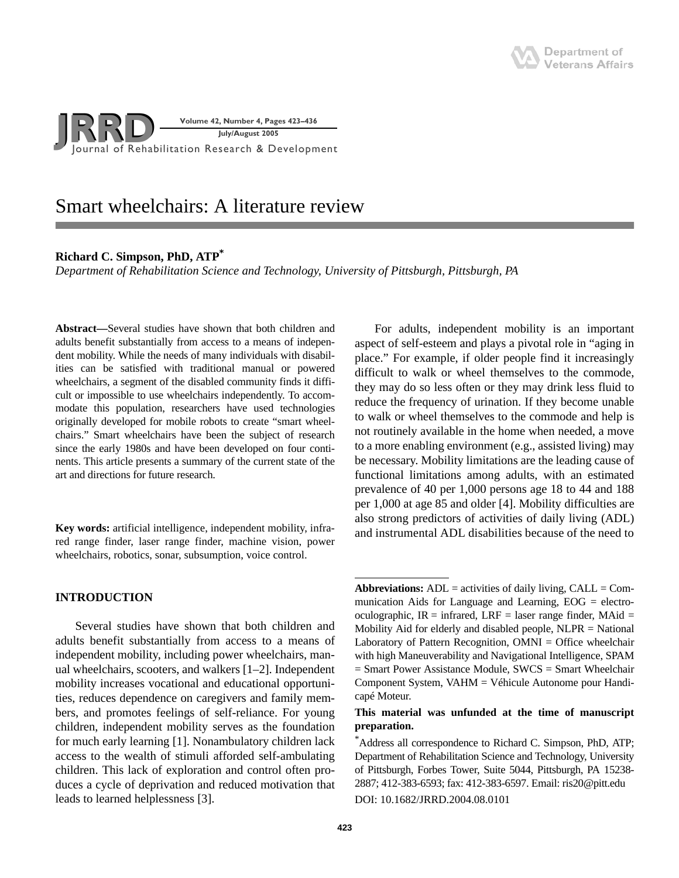# Smart wheelchairs: A literature review

**Richard C. Simpson, PhD, ATP***

*Department of Rehabilitation Science and Technology, University of Pittsburgh, Pittsburgh, PA*

**Abstract—**Several studies have shown that both children and adults benefit substantially from access to a means of independent mobility. While the needs of many individuals with disabilities can be satisfied with traditional manual or powered wheelchairs, a segment of the disabled community finds it difficult or impossible to use wheelchairs independently. To accommodate this population, researchers have used technologies originally developed for mobile robots to create "smart wheelchairs." Smart wheelchairs have been the subject of research since the early 1980s and have been developed on four continents. This article presents a summary of the current state of the art and directions for future research.

**Key words:** artificial intelligence, independent mobility, infrared range finder, laser range finder, machine vision, power wheelchairs, robotics, sonar, subsumption, voice control.

## INTRODUCTION

Several studies have shown that both children and adults benefit substantially from access to a means of independent mobility, including power wheelchairs, manual wheelchairs, scooters, and walkers [1–2]. Independent mobility increases vocational and educational opportunities, reduces dependence on caregivers and family members, and promotes feelings of self-reliance. For young children, independent mobility serves as the foundation for much early learning [1]. Nonambulatory children lack access to the wealth of stimuli afforded self-ambulating children. This lack of exploration and control often produces a cycle of deprivation and reduced motivation that leads to learned helplessness [3].

For adults, independent mobility is an important aspect of self-esteem and plays a pivotal role in "aging in place." For example, if older people find it increasingly difficult to walk or wheel themselves to the commode, they may do so less often or they may drink less fluid to reduce the frequency of urination. If they become unable to walk or wheel themselves to the commode and help is not routinely available in the home when needed, a move to a more enabling environment (e.g., assisted living) may be necessary. Mobility limitations are the leading cause of functional limitations among adults, with an estimated prevalence of 40 per 1,000 persons age 18 to 44 and 188 per 1,000 at age 85 and older [4]. Mobility difficulties are also strong predictors of activities of daily living (ADL) and instrumental ADL disabilities because of the need to

---

**Abbreviations:** ADL = activities of daily living, CALL = Communication Aids for Language and Learning, EOG = electrooculographic, IR = infrared, LRF = laser range finder, MAid = Mobility Aid for elderly and disabled people, NLPR = National Laboratory of Pattern Recognition, OMNI = Office wheelchair with high Maneuverability and Navigational Intelligence, SPAM = Smart Power Assistance Module, SWCS = Smart Wheelchair Component System, VAHM = Véhicule Autonome pour Handicapé Moteur.

**This material was unfunded at the time of manuscript preparation.**

*Address all correspondence to Richard C. Simpson, PhD, ATP; Department of Rehabilitation Science and Technology, University of Pittsburgh, Forbes Tower, Suite 5044, Pittsburgh, PA 15238-2887; 412-383-6593; fax: 412-383-6597. Email: ris20@pitt.edu

DOI: 10.1682/JRRD.2004.08.0101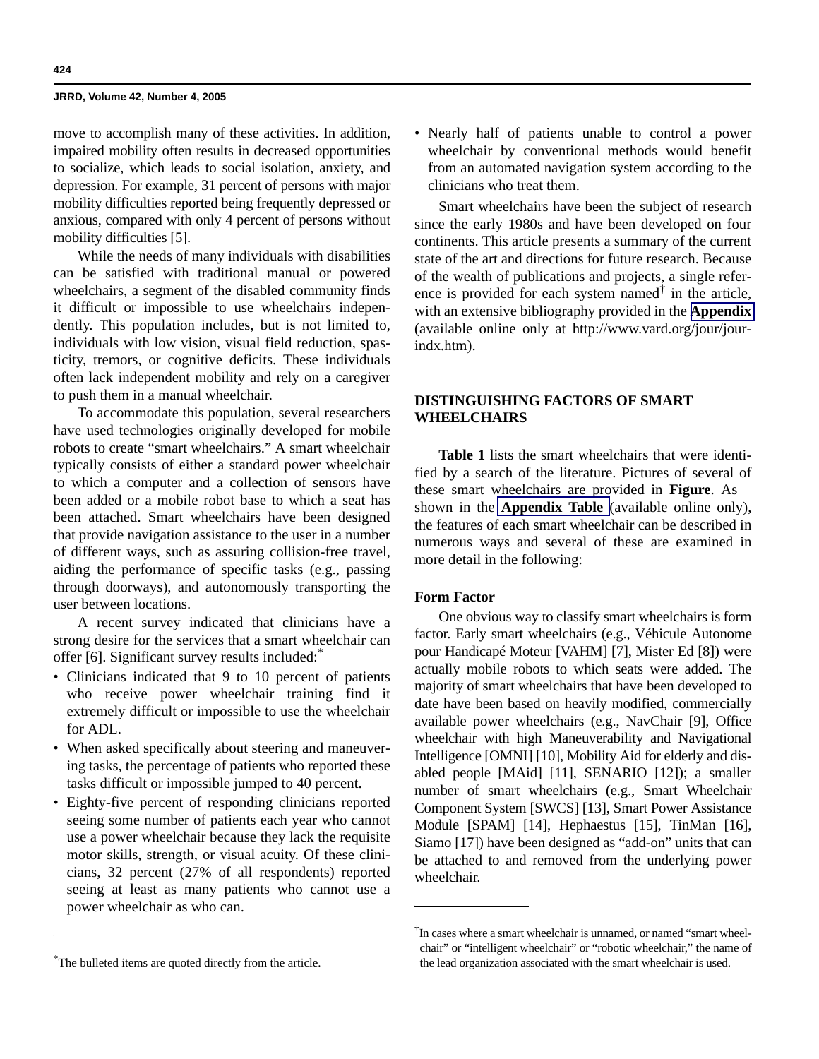move to accomplish many of these activities. In addition, impaired mobility often results in decreased opportunities to socialize, which leads to social isolation, anxiety, and depression. For example, 31 percent of persons with major mobility difficulties reported being frequently depressed or anxious, compared with only 4 percent of persons without mobility difficulties [5].

While the needs of many individuals with disabilities can be satisfied with traditional manual or powered wheelchairs, a segment of the disabled community finds it difficult or impossible to use wheelchairs independently. This population includes, but is not limited to, individuals with low vision, visual field reduction, spasticity, tremors, or cognitive deficits. These individuals often lack independent mobility and rely on a caregiver to push them in a manual wheelchair.

To accommodate this population, several researchers have used technologies originally developed for mobile robots to create "smart wheelchairs." A smart wheelchair typically consists of either a standard power wheelchair to which a computer and a collection of sensors have been added or a mobile robot base to which a seat has been attached. Smart wheelchairs have been designed that provide navigation assistance to the user in a number of different ways, such as assuring collision-free travel, aiding the performance of specific tasks (e.g., passing through doorways), and autonomously transporting the user between locations.

A recent survey indicated that clinicians have a strong desire for the services that a smart wheelchair can offer [6]. Significant survey results included:*

- Clinicians indicated that 9 to 10 percent of patients who receive power wheelchair training find it extremely difficult or impossible to use the wheelchair for ADL.
- When asked specifically about steering and maneuvering tasks, the percentage of patients who reported these tasks difficult or impossible jumped to 40 percent.
- Eighty-five percent of responding clinicians reported seeing some number of patients each year who cannot use a power wheelchair because they lack the requisite motor skills, strength, or visual acuity. Of these clinicians, 32 percent (27% of all respondents) reported seeing at least as many patients who cannot use a power wheelchair as who can.
- Nearly half of patients unable to control a power wheelchair by conventional methods would benefit from an automated navigation system according to the clinicians who treat them.

Smart wheelchairs have been the subject of research since the early 1980s and have been developed on four continents. This article presents a summary of the current state of the art and directions for future research. Because of the wealth of publications and projects, a single reference is provided for each system named† in the article, with an extensive bibliography provided in the **Appendix** (available online only at http://www.vard.org/jour/jourindx.htm).

## DISTINGUISHING FACTORS OF SMART WHEELCHAIRS

**Table 1** lists the smart wheelchairs that were identified by a search of the literature. Pictures of several of these smart wheelchairs are provided in **Figure**. As shown in the **Appendix Table** (available online only), the features of each smart wheelchair can be described in numerous ways and several of these are examined in more detail in the following:

### Form Factor

One obvious way to classify smart wheelchairs is form factor. Early smart wheelchairs (e.g., Véhicule Autonome pour Handicapé Moteur [VAHM] [7], Mister Ed [8]) were actually mobile robots to which seats were added. The majority of smart wheelchairs that have been developed to date have been based on heavily modified, commercially available power wheelchairs (e.g., NavChair [9], Office wheelchair with high Maneuverability and Navigational Intelligence [OMNI] [10], Mobility Aid for elderly and disabled people [MAid] [11], SENARIO [12]); a smaller number of smart wheelchairs (e.g., Smart Wheelchair Component System [SWCS] [13], Smart Power Assistance Module [SPAM] [14], Hephaestus [15], TinMan [16], Siamo [17]) have been designed as "add-on" units that can be attached to and removed from the underlying power wheelchair.

---

*The bulleted items are quoted directly from the article.

†In cases where a smart wheelchair is unnamed, or named "smart wheelchair" or "intelligent wheelchair" or "robotic wheelchair," the name of the lead organization associated with the smart wheelchair is used.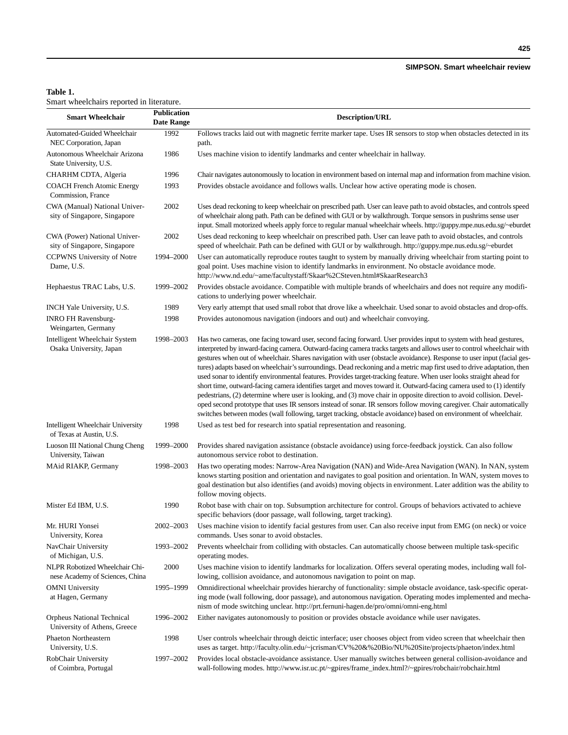**Table 1.**
Smart wheelchairs reported in literature.

| Smart Wheelchair | Publication Date Range | Description/URL |
|---|---|---|
| Automated-Guided Wheelchair NEC Corporation, Japan | 1992 | Follows tracks laid out with magnetic ferrite marker tape. Uses IR sensors to stop when obstacles detected in its path. |
| Autonomous Wheelchair Arizona State University, U.S. | 1986 | Uses machine vision to identify landmarks and center wheelchair in hallway. |
| CHARHM CDTA, Algeria | 1996 | Chair navigates autonomously to location in environment based on internal map and information from machine vision. |
| COACH French Atomic Energy Commission, France | 1993 | Provides obstacle avoidance and follows walls. Unclear how active operating mode is chosen. |
| CWA (Manual) National University of Singapore, Singapore | 2002 | Uses dead reckoning to keep wheelchair on prescribed path. User can leave path to avoid obstacles, and controls speed of wheelchair along path. Path can be defined with GUI or by walkthrough. Torque sensors in pushrims sense user input. Small motorized wheels apply force to regular manual wheelchair wheels. http://guppy.mpe.nus.edu.sg/~eburdet |
| CWA (Power) National University of Singapore, Singapore | 2002 | Uses dead reckoning to keep wheelchair on prescribed path. User can leave path to avoid obstacles, and controls speed of wheelchair. Path can be defined with GUI or by walkthrough. http://guppy.mpe.nus.edu.sg/~eburdet |
| CCPWNS University of Notre Dame, U.S. | 1994–2000 | User can automatically reproduce routes taught to system by manually driving wheelchair from starting point to goal point. Uses machine vision to identify landmarks in environment. No obstacle avoidance mode. http://www.nd.edu/~ame/facultystaff/Skaar%2CSteven.html#SkaarResearch3 |
| Hephaestus TRAC Labs, U.S. | 1999–2002 | Provides obstacle avoidance. Compatible with multiple brands of wheelchairs and does not require any modifications to underlying power wheelchair. |
| INCH Yale University, U.S. | 1989 | Very early attempt that used small robot that drove like a wheelchair. Used sonar to avoid obstacles and drop-offs. |
| INRO FH Ravensburg-Weingarten, Germany | 1998 | Provides autonomous navigation (indoors and out) and wheelchair convoying. |
| Intelligent Wheelchair System Osaka University, Japan | 1998–2003 | Has two cameras, one facing toward user, second facing forward. User provides input to system with head gestures, interpreted by inward-facing camera. Outward-facing camera tracks targets and allows user to control wheelchair with gestures when out of wheelchair. Shares navigation with user (obstacle avoidance). Response to user input (facial gestures) adapts based on wheelchair's surroundings. Dead reckoning and a metric map first used to drive adaptation, then used sonar to identify environmental features. Provides target-tracking feature. When user looks straight ahead for short time, outward-facing camera identifies target and moves toward it. Outward-facing camera used to (1) identify pedestrians, (2) determine where user is looking, and (3) move chair in opposite direction to avoid collision. Developed second prototype that uses IR sensors instead of sonar. IR sensors follow moving caregiver. Chair automatically switches between modes (wall following, target tracking, obstacle avoidance) based on environment of wheelchair. |
| Intelligent Wheelchair University of Texas at Austin, U.S. | 1998 | Used as test bed for research into spatial representation and reasoning. |
| Luoson III National Chung Cheng University, Taiwan | 1999–2000 | Provides shared navigation assistance (obstacle avoidance) using force-feedback joystick. Can also follow autonomous service robot to destination. |
| MAid RIAKP, Germany | 1998–2003 | Has two operating modes: Narrow-Area Navigation (NAN) and Wide-Area Navigation (WAN). In NAN, system knows starting position and orientation and navigates to goal position and orientation. In WAN, system moves to goal destination but also identifies (and avoids) moving objects in environment. Later addition was the ability to follow moving objects. |
| Mister Ed IBM, U.S. | 1990 | Robot base with chair on top. Subsumption architecture for control. Groups of behaviors activated to achieve specific behaviors (door passage, wall following, target tracking). |
| Mr. HURI Yonsei University, Korea | 2002–2003 | Uses machine vision to identify facial gestures from user. Can also receive input from EMG (on neck) or voice commands. Uses sonar to avoid obstacles. |
| NavChair University of Michigan, U.S. | 1993–2002 | Prevents wheelchair from colliding with obstacles. Can automatically choose between multiple task-specific operating modes. |
| NLPR Robotized Wheelchair Chinese Academy of Sciences, China | 2000 | Uses machine vision to identify landmarks for localization. Offers several operating modes, including wall following, collision avoidance, and autonomous navigation to point on map. |
| OMNI University at Hagen, Germany | 1995–1999 | Omnidirectional wheelchair provides hierarchy of functionality: simple obstacle avoidance, task-specific operating mode (wall following, door passage), and autonomous navigation. Operating modes implemented and mechanism of mode switching unclear. http://prt.fernuni-hagen.de/pro/omni/omni-eng.html |
| Orpheus National Technical University of Athens, Greece | 1996–2002 | Either navigates autonomously to position or provides obstacle avoidance while user navigates. |
| Phaeton Northeastern University, U.S. | 1998 | User controls wheelchair through deictic interface; user chooses object from video screen that wheelchair then uses as target. http://faculty.olin.edu/~jcrisman/CV%20&%20Bio/NU%20Site/projects/phaeton/index.html |
| RobChair University of Coimbra, Portugal | 1997–2002 | Provides local obstacle-avoidance assistance. User manually switches between general collision-avoidance and wall-following modes. http://www.isr.uc.pt/~gpires/frame_index.html?/~gpires/robchair/robchair.html |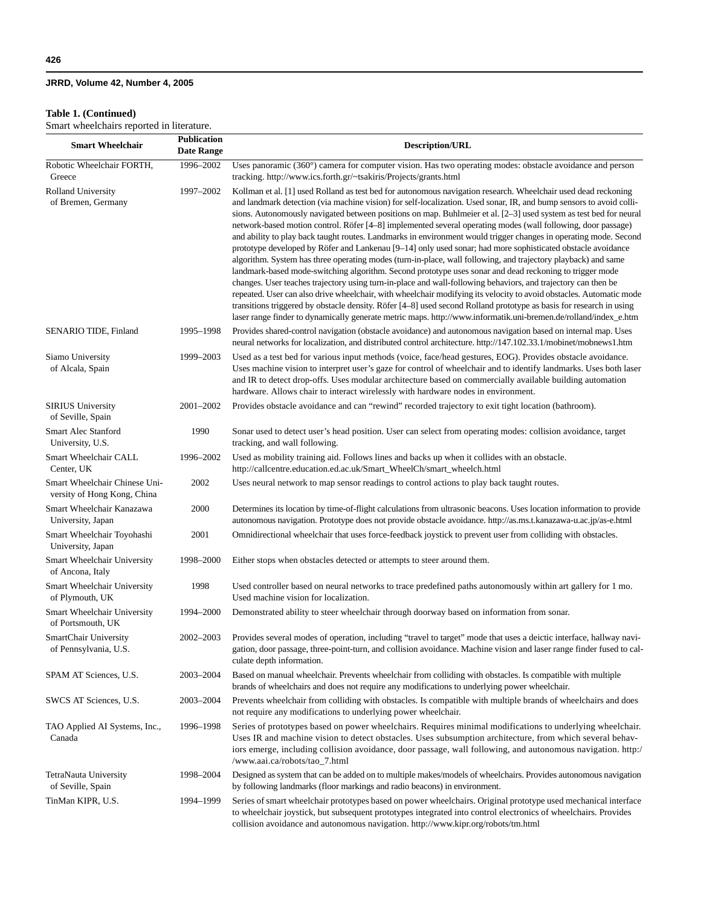**Table 1. (Continued)**
Smart wheelchairs reported in literature.

| Smart Wheelchair | Publication Date Range | Description/URL |
|---|---|---|
| Robotic Wheelchair FORTH, Greece | 1996–2002 | Uses panoramic (360°) camera for computer vision. Has two operating modes: obstacle avoidance and person tracking. http://www.ics.forth.gr/~tsakiris/Projects/grants.html |
| Rolland University of Bremen, Germany | 1997–2002 | Kollman et al. [1] used Rolland as test bed for autonomous navigation research. Wheelchair used dead reckoning and landmark detection (via machine vision) for self-localization. Used sonar, IR, and bump sensors to avoid collisions. Autonomously navigated between positions on map. Buhlmeier et al. [2–3] used system as test bed for neural network-based motion control. Röfer [4–8] implemented several operating modes (wall following, door passage) and ability to play back taught routes. Landmarks in environment would trigger changes in operating mode. Second prototype developed by Röfer and Lankenau [9–14] only used sonar; had more sophisticated obstacle avoidance algorithm. System has three operating modes (turn-in-place, wall following, and trajectory playback) and same landmark-based mode-switching algorithm. Second prototype uses sonar and dead reckoning to trigger mode changes. User teaches trajectory using turn-in-place and wall-following behaviors, and trajectory can then be repeated. User can also drive wheelchair, with wheelchair modifying its velocity to avoid obstacles. Automatic mode transitions triggered by obstacle density. Röfer [4–8] used second Rolland prototype as basis for research in using laser range finder to dynamically generate metric maps. http://www.informatik.uni-bremen.de/rolland/index_e.htm |
| SENARIO TIDE, Finland | 1995–1998 | Provides shared-control navigation (obstacle avoidance) and autonomous navigation based on internal map. Uses neural networks for localization, and distributed control architecture. http://147.102.33.1/mobinet/mobnews1.htm |
| Siamo University of Alcala, Spain | 1999–2003 | Used as a test bed for various input methods (voice, face/head gestures, EOG). Provides obstacle avoidance. Uses machine vision to interpret user's gaze for control of wheelchair and to identify landmarks. Uses both laser and IR to detect drop-offs. Uses modular architecture based on commercially available building automation hardware. Allows chair to interact wirelessly with hardware nodes in environment. |
| SIRIUS University of Seville, Spain | 2001–2002 | Provides obstacle avoidance and can "rewind" recorded trajectory to exit tight location (bathroom). |
| Smart Alec Stanford University, U.S. | 1990 | Sonar used to detect user's head position. User can select from operating modes: collision avoidance, target tracking, and wall following. |
| Smart Wheelchair CALL Center, UK | 1996–2002 | Used as mobility training aid. Follows lines and backs up when it collides with an obstacle. http://callcentre.education.ed.ac.uk/Smart_WheelCh/smart_wheelch.html |
| Smart Wheelchair Chinese University of Hong Kong, China | 2002 | Uses neural network to map sensor readings to control actions to play back taught routes. |
| Smart Wheelchair Kanazawa University, Japan | 2000 | Determines its location by time-of-flight calculations from ultrasonic beacons. Uses location information to provide autonomous navigation. Prototype does not provide obstacle avoidance. http://as.ms.t.kanazawa-u.ac.jp/as-e.html |
| Smart Wheelchair Toyohashi University, Japan | 2001 | Omnidirectional wheelchair that uses force-feedback joystick to prevent user from colliding with obstacles. |
| Smart Wheelchair University of Ancona, Italy | 1998–2000 | Either stops when obstacles detected or attempts to steer around them. |
| Smart Wheelchair University of Plymouth, UK | 1998 | Used controller based on neural networks to trace predefined paths autonomously within art gallery for 1 mo. Used machine vision for localization. |
| Smart Wheelchair University of Portsmouth, UK | 1994–2000 | Demonstrated ability to steer wheelchair through doorway based on information from sonar. |
| SmartChair University of Pennsylvania, U.S. | 2002–2003 | Provides several modes of operation, including "travel to target" mode that uses a deictic interface, hallway navigation, door passage, three-point-turn, and collision avoidance. Machine vision and laser range finder fused to calculate depth information. |
| SPAM AT Sciences, U.S. | 2003–2004 | Based on manual wheelchair. Prevents wheelchair from colliding with obstacles. Is compatible with multiple brands of wheelchairs and does not require any modifications to underlying power wheelchair. |
| SWCS AT Sciences, U.S. | 2003–2004 | Prevents wheelchair from colliding with obstacles. Is compatible with multiple brands of wheelchairs and does not require any modifications to underlying power wheelchair. |
| TAO Applied AI Systems, Inc., Canada | 1996–1998 | Series of prototypes based on power wheelchairs. Requires minimal modifications to underlying wheelchair. Uses IR and machine vision to detect obstacles. Uses subsumption architecture, from which several behaviors emerge, including collision avoidance, door passage, wall following, and autonomous navigation. http://www.aai.ca/robots/tao_7.html |
| TetraNauta University of Seville, Spain | 1998–2004 | Designed as system that can be added on to multiple makes/models of wheelchairs. Provides autonomous navigation by following landmarks (floor markings and radio beacons) in environment. |
| TinMan KIPR, U.S. | 1994–1999 | Series of smart wheelchair prototypes based on power wheelchairs. Original prototype used mechanical interface to wheelchair joystick, but subsequent prototypes integrated into control electronics of wheelchairs. Provides collision avoidance and autonomous navigation. http://www.kipr.org/robots/tm.html |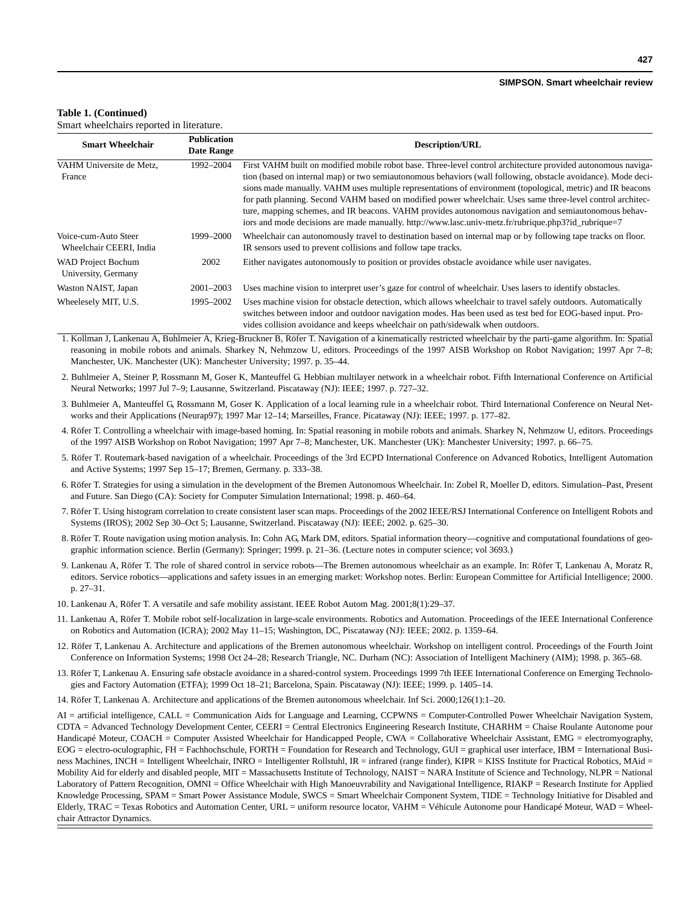**Table 1. (Continued)**
Smart wheelchairs reported in literature.

| Smart Wheelchair | Publication Date Range | Description/URL |
|---|---|---|
| VAHM Universite de Metz, France | 1992–2004 | First VAHM built on modified mobile robot base. Three-level control architecture provided autonomous navigation (based on internal map) or two semiautonomous behaviors (wall following, obstacle avoidance). Mode decisions made manually. VAHM uses multiple representations of environment (topological, metric) and IR beacons for path planning. Second VAHM based on modified power wheelchair. Uses same three-level control architecture, mapping schemes, and IR beacons. VAHM provides autonomous navigation and semiautonomous behaviors and mode decisions are made manually. http://www.lasc.univ-metz.fr/rubrique.php3?id_rubrique=7 |
| Voice-cum-Auto Steer Wheelchair CEERI, India | 1999–2000 | Wheelchair can autonomously travel to destination based on internal map or by following tape tracks on floor. IR sensors used to prevent collisions and follow tape tracks. |
| WAD Project Bochum University, Germany | 2002 | Either navigates autonomously to position or provides obstacle avoidance while user navigates. |
| Waston NAIST, Japan | 2001–2003 | Uses machine vision to interpret user's gaze for control of wheelchair. Uses lasers to identify obstacles. |
| Wheelesely MIT, U.S. | 1995–2002 | Uses machine vision for obstacle detection, which allows wheelchair to travel safely outdoors. Automatically switches between indoor and outdoor navigation modes. Has been used as test bed for EOG-based input. Provides collision avoidance and keeps wheelchair on path/sidewalk when outdoors. |

1. Kollman J, Lankenau A, Buhlmeier A, Krieg-Bruckner B, Röfer T. Navigation of a kinematically restricted wheelchair by the parti-game algorithm. In: Spatial reasoning in mobile robots and animals. Sharkey N, Nehmzow U, editors. Proceedings of the 1997 AISB Workshop on Robot Navigation; 1997 Apr 7–8; Manchester, UK. Manchester (UK): Manchester University; 1997. p. 35–44.
2. Buhlmeier A, Steiner P, Rossmann M, Goser K, Manteuffel G. Hebbian multilayer network in a wheelchair robot. Fifth International Conference on Artificial Neural Networks; 1997 Jul 7–9; Lausanne, Switzerland. Piscataway (NJ): IEEE; 1997. p. 727–32.
3. Buhlmeier A, Manteuffel G, Rossmann M, Goser K. Application of a local learning rule in a wheelchair robot. Third International Conference on Neural Networks and their Applications (Neurap97); 1997 Mar 12–14; Marseilles, France. Picataway (NJ): IEEE; 1997. p. 177–82.
4. Röfer T. Controlling a wheelchair with image-based homing. In: Spatial reasoning in mobile robots and animals. Sharkey N, Nehmzow U, editors. Proceedings of the 1997 AISB Workshop on Robot Navigation; 1997 Apr 7–8; Manchester, UK. Manchester (UK): Manchester University; 1997. p. 66–75.
5. Röfer T. Routemark-based navigation of a wheelchair. Proceedings of the 3rd ECPD International Conference on Advanced Robotics, Intelligent Automation and Active Systems; 1997 Sep 15–17; Bremen, Germany. p. 333–38.
6. Röfer T. Strategies for using a simulation in the development of the Bremen Autonomous Wheelchair. In: Zobel R, Moeller D, editors. Simulation–Past, Present and Future. San Diego (CA): Society for Computer Simulation International; 1998. p. 460–64.
7. Röfer T. Using histogram correlation to create consistent laser scan maps. Proceedings of the 2002 IEEE/RSJ International Conference on Intelligent Robots and Systems (IROS); 2002 Sep 30–Oct 5; Lausanne, Switzerland. Piscataway (NJ): IEEE; 2002. p. 625–30.
8. Röfer T. Route navigation using motion analysis. In: Cohn AG, Mark DM, editors. Spatial information theory—cognitive and computational foundations of geographic information science. Berlin (Germany): Springer; 1999. p. 21–36. (Lecture notes in computer science; vol 3693.)
9. Lankenau A, Röfer T. The role of shared control in service robots—The Bremen autonomous wheelchair as an example. In: Röfer T, Lankenau A, Moratz R, editors. Service robotics—applications and safety issues in an emerging market: Workshop notes. Berlin: European Committee for Artificial Intelligence; 2000. p. 27–31.
10. Lankenau A, Röfer T. A versatile and safe mobility assistant. IEEE Robot Autom Mag. 2001;8(1):29–37.
11. Lankenau A, Röfer T. Mobile robot self-localization in large-scale environments. Robotics and Automation. Proceedings of the IEEE International Conference on Robotics and Automation (ICRA); 2002 May 11–15; Washington, DC, Piscataway (NJ): IEEE; 2002. p. 1359–64.
12. Röfer T, Lankenau A. Architecture and applications of the Bremen autonomous wheelchair. Workshop on intelligent control. Proceedings of the Fourth Joint Conference on Information Systems; 1998 Oct 24–28; Research Triangle, NC. Durham (NC): Association of Intelligent Machinery (AIM); 1998. p. 365–68.
13. Röfer T, Lankenau A. Ensuring safe obstacle avoidance in a shared-control system. Proceedings 1999 7th IEEE International Conference on Emerging Technologies and Factory Automation (ETFA); 1999 Oct 18–21; Barcelona, Spain. Piscataway (NJ): IEEE; 1999. p. 1405–14.
14. Röfer T, Lankenau A. Architecture and applications of the Bremen autonomous wheelchair. Inf Sci. 2000;126(1):1–20.

AI = artificial intelligence, CALL = Communication Aids for Language and Learning, CCPWNS = Computer-Controlled Power Wheelchair Navigation System, CDTA = Advanced Technology Development Center, CEERI = Central Electronics Engineering Research Institute, CHARHM = Chaise Roulante Autonome pour Handicapé Moteur, COACH = Computer Assisted Wheelchair for Handicapped People, CWA = Collaborative Wheelchair Assistant, EMG = electromyography, EOG = electro-oculographic, FH = Fachhochschule, FORTH = Foundation for Research and Technology, GUI = graphical user interface, IBM = International Business Machines, INCH = Intelligent Wheelchair, INRO = Intelligenter Rollstuhl, IR = infrared (range finder), KIPR = KISS Institute for Practical Robotics, MAid = Mobility Aid for elderly and disabled people, MIT = Massachusetts Institute of Technology, NAIST = NARA Institute of Science and Technology, NLPR = National Laboratory of Pattern Recognition, OMNI = Office Wheelchair with High Manoeuvrability and Navigational Intelligence, RIAKP = Research Institute for Applied Knowledge Processing, SPAM = Smart Power Assistance Module, SWCS = Smart Wheelchair Component System, TIDE = Technology Initiative for Disabled and Elderly, TRAC = Texas Robotics and Automation Center, URL = uniform resource locator, VAHM = Véhicule Autonome pour Handicapé Moteur, WAD = Wheelchair Attractor Dynamics.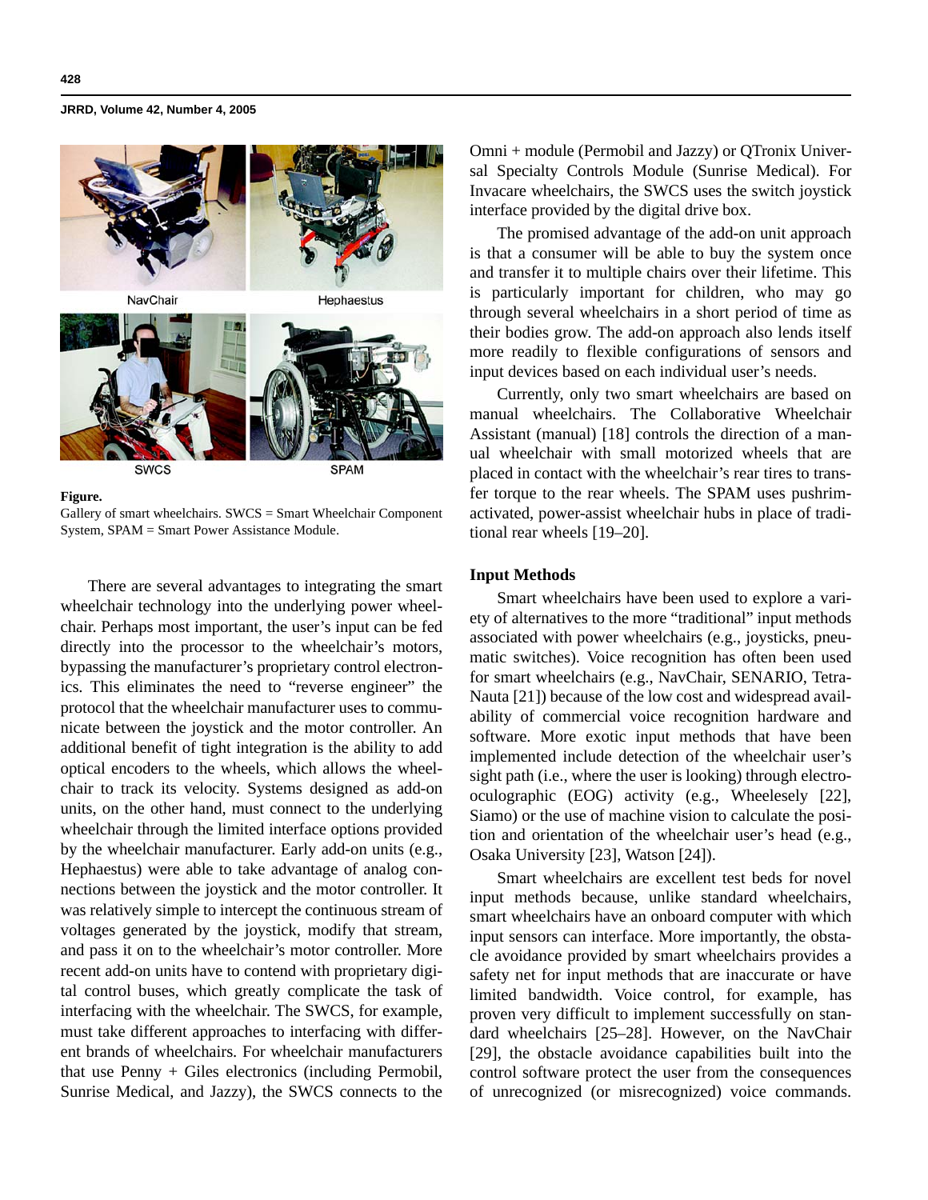NavChair

Hephaestus

SWCS

SPAM

**Figure.**
Gallery of smart wheelchairs. SWCS = Smart Wheelchair Component System, SPAM = Smart Power Assistance Module.

There are several advantages to integrating the smart wheelchair technology into the underlying power wheelchair. Perhaps most important, the user's input can be fed directly into the processor to the wheelchair's motors, bypassing the manufacturer's proprietary control electronics. This eliminates the need to "reverse engineer" the protocol that the wheelchair manufacturer uses to communicate between the joystick and the motor controller. An additional benefit of tight integration is the ability to add optical encoders to the wheels, which allows the wheelchair to track its velocity. Systems designed as add-on units, on the other hand, must connect to the underlying wheelchair through the limited interface options provided by the wheelchair manufacturer. Early add-on units (e.g., Hephaestus) were able to take advantage of analog connections between the joystick and the motor controller. It was relatively simple to intercept the continuous stream of voltages generated by the joystick, modify that stream, and pass it on to the wheelchair's motor controller. More recent add-on units have to contend with proprietary digital control buses, which greatly complicate the task of interfacing with the wheelchair. The SWCS, for example, must take different approaches to interfacing with different brands of wheelchairs. For wheelchair manufacturers that use Penny + Giles electronics (including Permobil, Sunrise Medical, and Jazzy), the SWCS connects to the Omni + module (Permobil and Jazzy) or QTronix Universal Specialty Controls Module (Sunrise Medical). For Invacare wheelchairs, the SWCS uses the switch joystick interface provided by the digital drive box.

The promised advantage of the add-on unit approach is that a consumer will be able to buy the system once and transfer it to multiple chairs over their lifetime. This is particularly important for children, who may go through several wheelchairs in a short period of time as their bodies grow. The add-on approach also lends itself more readily to flexible configurations of sensors and input devices based on each individual user's needs.

Currently, only two smart wheelchairs are based on manual wheelchairs. The Collaborative Wheelchair Assistant (manual) [18] controls the direction of a manual wheelchair with small motorized wheels that are placed in contact with the wheelchair's rear tires to transfer torque to the rear wheels. The SPAM uses pushrim-activated, power-assist wheelchair hubs in place of traditional rear wheels [19–20].

### Input Methods

Smart wheelchairs have been used to explore a variety of alternatives to the more "traditional" input methods associated with power wheelchairs (e.g., joysticks, pneumatic switches). Voice recognition has often been used for smart wheelchairs (e.g., NavChair, SENARIO, TetraNauta [21]) because of the low cost and widespread availability of commercial voice recognition hardware and software. More exotic input methods that have been implemented include detection of the wheelchair user's sight path (i.e., where the user is looking) through electrooculographic (EOG) activity (e.g., Wheelesely [22], Siamo) or the use of machine vision to calculate the position and orientation of the wheelchair user's head (e.g., Osaka University [23], Watson [24]).

Smart wheelchairs are excellent test beds for novel input methods because, unlike standard wheelchairs, smart wheelchairs have an onboard computer with which input sensors can interface. More importantly, the obstacle avoidance provided by smart wheelchairs provides a safety net for input methods that are inaccurate or have limited bandwidth. Voice control, for example, has proven very difficult to implement successfully on standard wheelchairs [25–28]. However, on the NavChair [29], the obstacle avoidance capabilities built into the control software protect the user from the consequences of unrecognized (or misrecognized) voice commands.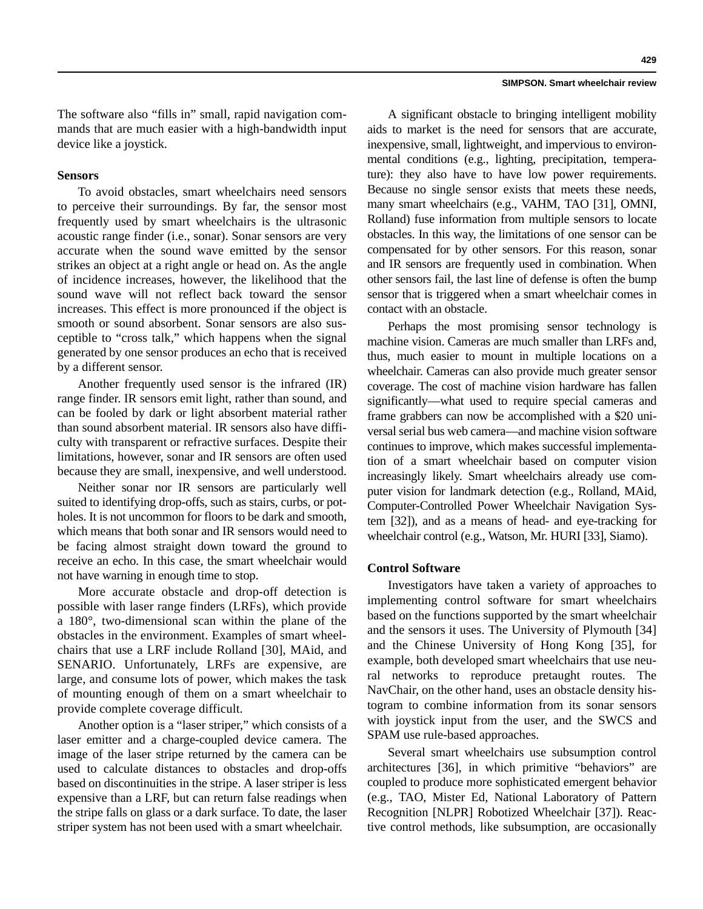The software also "fills in" small, rapid navigation commands that are much easier with a high-bandwidth input device like a joystick.

### Sensors

To avoid obstacles, smart wheelchairs need sensors to perceive their surroundings. By far, the sensor most frequently used by smart wheelchairs is the ultrasonic acoustic range finder (i.e., sonar). Sonar sensors are very accurate when the sound wave emitted by the sensor strikes an object at a right angle or head on. As the angle of incidence increases, however, the likelihood that the sound wave will not reflect back toward the sensor increases. This effect is more pronounced if the object is smooth or sound absorbent. Sonar sensors are also susceptible to "cross talk," which happens when the signal generated by one sensor produces an echo that is received by a different sensor.

Another frequently used sensor is the infrared (IR) range finder. IR sensors emit light, rather than sound, and can be fooled by dark or light absorbent material rather than sound absorbent material. IR sensors also have difficulty with transparent or refractive surfaces. Despite their limitations, however, sonar and IR sensors are often used because they are small, inexpensive, and well understood.

Neither sonar nor IR sensors are particularly well suited to identifying drop-offs, such as stairs, curbs, or potholes. It is not uncommon for floors to be dark and smooth, which means that both sonar and IR sensors would need to be facing almost straight down toward the ground to receive an echo. In this case, the smart wheelchair would not have warning in enough time to stop.

More accurate obstacle and drop-off detection is possible with laser range finders (LRFs), which provide a 180°, two-dimensional scan within the plane of the obstacles in the environment. Examples of smart wheelchairs that use a LRF include Rolland [30], MAid, and SENARIO. Unfortunately, LRFs are expensive, are large, and consume lots of power, which makes the task of mounting enough of them on a smart wheelchair to provide complete coverage difficult.

Another option is a "laser striper," which consists of a laser emitter and a charge-coupled device camera. The image of the laser stripe returned by the camera can be used to calculate distances to obstacles and drop-offs based on discontinuities in the stripe. A laser striper is less expensive than a LRF, but can return false readings when the stripe falls on glass or a dark surface. To date, the laser striper system has not been used with a smart wheelchair.

A significant obstacle to bringing intelligent mobility aids to market is the need for sensors that are accurate, inexpensive, small, lightweight, and impervious to environmental conditions (e.g., lighting, precipitation, temperature): they also have to have low power requirements. Because no single sensor exists that meets these needs, many smart wheelchairs (e.g., VAHM, TAO [31], OMNI, Rolland) fuse information from multiple sensors to locate obstacles. In this way, the limitations of one sensor can be compensated for by other sensors. For this reason, sonar and IR sensors are frequently used in combination. When other sensors fail, the last line of defense is often the bump sensor that is triggered when a smart wheelchair comes in contact with an obstacle.

Perhaps the most promising sensor technology is machine vision. Cameras are much smaller than LRFs and, thus, much easier to mount in multiple locations on a wheelchair. Cameras can also provide much greater sensor coverage. The cost of machine vision hardware has fallen significantly—what used to require special cameras and frame grabbers can now be accomplished with a $20 universal serial bus web camera—and machine vision software continues to improve, which makes successful implementation of a smart wheelchair based on computer vision increasingly likely. Smart wheelchairs already use computer vision for landmark detection (e.g., Rolland, MAid, Computer-Controlled Power Wheelchair Navigation System [32]), and as a means of head- and eye-tracking for wheelchair control (e.g., Watson, Mr. HURI [33], Siamo).

### Control Software

Investigators have taken a variety of approaches to implementing control software for smart wheelchairs based on the functions supported by the smart wheelchair and the sensors it uses. The University of Plymouth [34] and the Chinese University of Hong Kong [35], for example, both developed smart wheelchairs that use neural networks to reproduce pretaught routes. The NavChair, on the other hand, uses an obstacle density histogram to combine information from its sonar sensors with joystick input from the user, and the SWCS and SPAM use rule-based approaches.

Several smart wheelchairs use subsumption control architectures [36], in which primitive "behaviors" are coupled to produce more sophisticated emergent behavior (e.g., TAO, Mister Ed, National Laboratory of Pattern Recognition [NLPR] Robotized Wheelchair [37]). Reactive control methods, like subsumption, are occasionally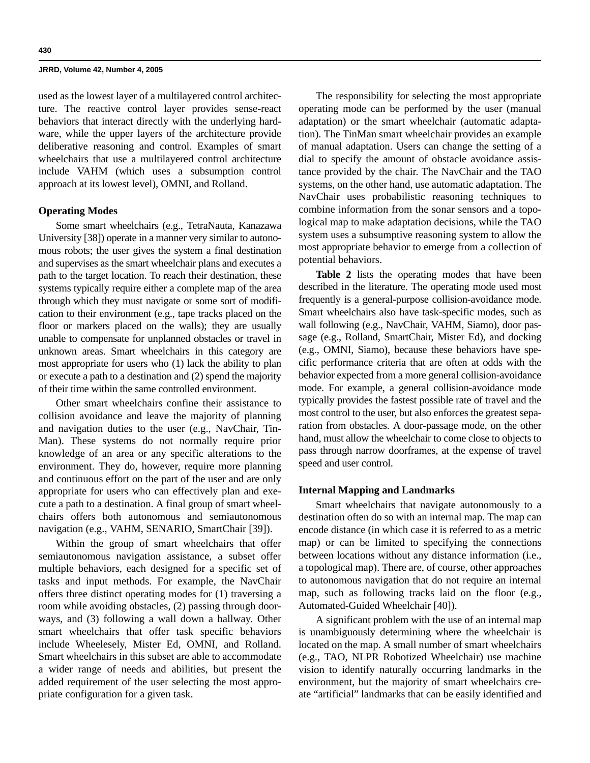used as the lowest layer of a multilayered control architecture. The reactive control layer provides sense-react behaviors that interact directly with the underlying hardware, while the upper layers of the architecture provide deliberative reasoning and control. Examples of smart wheelchairs that use a multilayered control architecture include VAHM (which uses a subsumption control approach at its lowest level), OMNI, and Rolland.

### Operating Modes

Some smart wheelchairs (e.g., TetraNauta, Kanazawa University [38]) operate in a manner very similar to autonomous robots; the user gives the system a final destination and supervises as the smart wheelchair plans and executes a path to the target location. To reach their destination, these systems typically require either a complete map of the area through which they must navigate or some sort of modification to their environment (e.g., tape tracks placed on the floor or markers placed on the walls); they are usually unable to compensate for unplanned obstacles or travel in unknown areas. Smart wheelchairs in this category are most appropriate for users who (1) lack the ability to plan or execute a path to a destination and (2) spend the majority of their time within the same controlled environment.

Other smart wheelchairs confine their assistance to collision avoidance and leave the majority of planning and navigation duties to the user (e.g., NavChair, TinMan). These systems do not normally require prior knowledge of an area or any specific alterations to the environment. They do, however, require more planning and continuous effort on the part of the user and are only appropriate for users who can effectively plan and execute a path to a destination. A final group of smart wheelchairs offers both autonomous and semiautonomous navigation (e.g., VAHM, SENARIO, SmartChair [39]).

Within the group of smart wheelchairs that offer semiautonomous navigation assistance, a subset offer multiple behaviors, each designed for a specific set of tasks and input methods. For example, the NavChair offers three distinct operating modes for (1) traversing a room while avoiding obstacles, (2) passing through doorways, and (3) following a wall down a hallway. Other smart wheelchairs that offer task specific behaviors include Wheelesely, Mister Ed, OMNI, and Rolland. Smart wheelchairs in this subset are able to accommodate a wider range of needs and abilities, but present the added requirement of the user selecting the most appropriate configuration for a given task.

The responsibility for selecting the most appropriate operating mode can be performed by the user (manual adaptation) or the smart wheelchair (automatic adaptation). The TinMan smart wheelchair provides an example of manual adaptation. Users can change the setting of a dial to specify the amount of obstacle avoidance assistance provided by the chair. The NavChair and the TAO systems, on the other hand, use automatic adaptation. The NavChair uses probabilistic reasoning techniques to combine information from the sonar sensors and a topological map to make adaptation decisions, while the TAO system uses a subsumptive reasoning system to allow the most appropriate behavior to emerge from a collection of potential behaviors.

**Table 2** lists the operating modes that have been described in the literature. The operating mode used most frequently is a general-purpose collision-avoidance mode. Smart wheelchairs also have task-specific modes, such as wall following (e.g., NavChair, VAHM, Siamo), door passage (e.g., Rolland, SmartChair, Mister Ed), and docking (e.g., OMNI, Siamo), because these behaviors have specific performance criteria that are often at odds with the behavior expected from a more general collision-avoidance mode. For example, a general collision-avoidance mode typically provides the fastest possible rate of travel and the most control to the user, but also enforces the greatest separation from obstacles. A door-passage mode, on the other hand, must allow the wheelchair to come close to objects to pass through narrow doorframes, at the expense of travel speed and user control.

### Internal Mapping and Landmarks

Smart wheelchairs that navigate autonomously to a destination often do so with an internal map. The map can encode distance (in which case it is referred to as a metric map) or can be limited to specifying the connections between locations without any distance information (i.e., a topological map). There are, of course, other approaches to autonomous navigation that do not require an internal map, such as following tracks laid on the floor (e.g., Automated-Guided Wheelchair [40]).

A significant problem with the use of an internal map is unambiguously determining where the wheelchair is located on the map. A small number of smart wheelchairs (e.g., TAO, NLPR Robotized Wheelchair) use machine vision to identify naturally occurring landmarks in the environment, but the majority of smart wheelchairs create "artificial" landmarks that can be easily identified and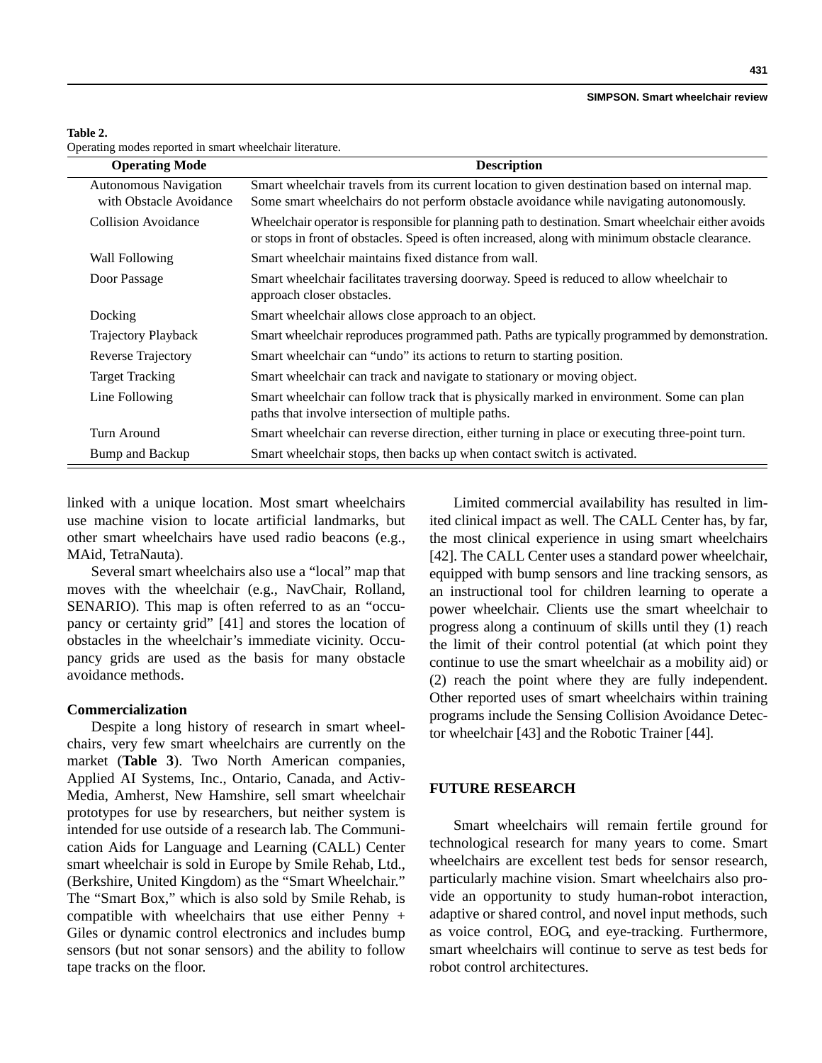**Table 2.**
Operating modes reported in smart wheelchair literature.

| Operating Mode | Description |
| --- | --- |
| Autonomous Navigation with Obstacle Avoidance | Smart wheelchair travels from its current location to given destination based on internal map. Some smart wheelchairs do not perform obstacle avoidance while navigating autonomously. |
| Collision Avoidance | Wheelchair operator is responsible for planning path to destination. Smart wheelchair either avoids or stops in front of obstacles. Speed is often increased, along with minimum obstacle clearance. |
| Wall Following | Smart wheelchair maintains fixed distance from wall. |
| Door Passage | Smart wheelchair facilitates traversing doorway. Speed is reduced to allow wheelchair to approach closer obstacles. |
| Docking | Smart wheelchair allows close approach to an object. |
| Trajectory Playback | Smart wheelchair reproduces programmed path. Paths are typically programmed by demonstration. |
| Reverse Trajectory | Smart wheelchair can "undo" its actions to return to starting position. |
| Target Tracking | Smart wheelchair can track and navigate to stationary or moving object. |
| Line Following | Smart wheelchair can follow track that is physically marked in environment. Some can plan paths that involve intersection of multiple paths. |
| Turn Around | Smart wheelchair can reverse direction, either turning in place or executing three-point turn. |
| Bump and Backup | Smart wheelchair stops, then backs up when contact switch is activated. |

linked with a unique location. Most smart wheelchairs use machine vision to locate artificial landmarks, but other smart wheelchairs have used radio beacons (e.g., MAid, TetraNauta).

Several smart wheelchairs also use a "local" map that moves with the wheelchair (e.g., NavChair, Rolland, SENARIO). This map is often referred to as an "occupancy or certainty grid" [41] and stores the location of obstacles in the wheelchair's immediate vicinity. Occupancy grids are used as the basis for many obstacle avoidance methods.

### Commercialization

Despite a long history of research in smart wheelchairs, very few smart wheelchairs are currently on the market (**Table 3**). Two North American companies, Applied AI Systems, Inc., Ontario, Canada, and ActivMedia, Amherst, New Hamshire, sell smart wheelchair prototypes for use by researchers, but neither system is intended for use outside of a research lab. The Communication Aids for Language and Learning (CALL) Center smart wheelchair is sold in Europe by Smile Rehab, Ltd., (Berkshire, United Kingdom) as the "Smart Wheelchair." The "Smart Box," which is also sold by Smile Rehab, is compatible with wheelchairs that use either Penny + Giles or dynamic control electronics and includes bump sensors (but not sonar sensors) and the ability to follow tape tracks on the floor.

Limited commercial availability has resulted in limited clinical impact as well. The CALL Center has, by far, the most clinical experience in using smart wheelchairs [42]. The CALL Center uses a standard power wheelchair, equipped with bump sensors and line tracking sensors, as an instructional tool for children learning to operate a power wheelchair. Clients use the smart wheelchair to progress along a continuum of skills until they (1) reach the limit of their control potential (at which point they continue to use the smart wheelchair as a mobility aid) or (2) reach the point where they are fully independent. Other reported uses of smart wheelchairs within training programs include the Sensing Collision Avoidance Detector wheelchair [43] and the Robotic Trainer [44].

## FUTURE RESEARCH

Smart wheelchairs will remain fertile ground for technological research for many years to come. Smart wheelchairs are excellent test beds for sensor research, particularly machine vision. Smart wheelchairs also provide an opportunity to study human-robot interaction, adaptive or shared control, and novel input methods, such as voice control, EOG, and eye-tracking. Furthermore, smart wheelchairs will continue to serve as test beds for robot control architectures.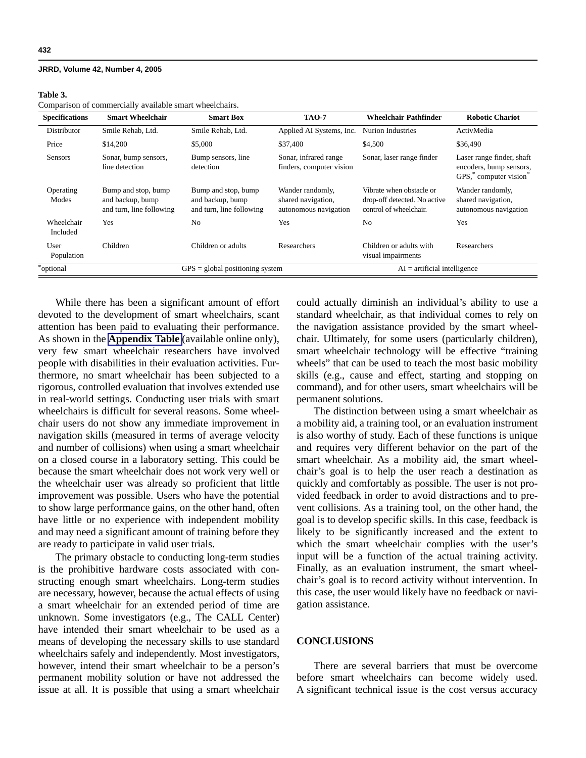**Table 3.**
Comparison of commercially available smart wheelchairs.

| Specifications | Smart Wheelchair | Smart Box | TAO-7 | Wheelchair Pathfinder | Robotic Chariot |
|---|---|---|---|---|---|
| Distributor | Smile Rehab, Ltd. | Smile Rehab, Ltd. | Applied AI Systems, Inc. | Nurion Industries | ActivMedia |
| Price | $14,200 | $5,000 | $37,400 | $4,500 | $36,490 |
| Sensors | Sonar, bump sensors, line detection | Bump sensors, line detection | Sonar, infrared range finders, computer vision | Sonar, laser range finder | Laser range finder, shaft encoders, bump sensors, GPS,* computer vision* |
| Operating Modes | Bump and stop, bump and backup, bump and turn, line following | Bump and stop, bump and backup, bump and turn, line following | Wander randomly, shared navigation, autonomous navigation | Vibrate when obstacle or drop-off detected. No active control of wheelchair. | Wander randomly, shared navigation, autonomous navigation |
| Wheelchair Included | Yes | No | Yes | No | Yes |
| User Population | Children | Children or adults | Researchers | Children or adults with visual impairments | Researchers |

*optional GPS = global positioning system AI = artificial intelligence

While there has been a significant amount of effort devoted to the development of smart wheelchairs, scant attention has been paid to evaluating their performance. As shown in the **Appendix Table** (available online only), very few smart wheelchair researchers have involved people with disabilities in their evaluation activities. Furthermore, no smart wheelchair has been subjected to a rigorous, controlled evaluation that involves extended use in real-world settings. Conducting user trials with smart wheelchairs is difficult for several reasons. Some wheelchair users do not show any immediate improvement in navigation skills (measured in terms of average velocity and number of collisions) when using a smart wheelchair on a closed course in a laboratory setting. This could be because the smart wheelchair does not work very well or the wheelchair user was already so proficient that little improvement was possible. Users who have the potential to show large performance gains, on the other hand, often have little or no experience with independent mobility and may need a significant amount of training before they are ready to participate in valid user trials.

The primary obstacle to conducting long-term studies is the prohibitive hardware costs associated with constructing enough smart wheelchairs. Long-term studies are necessary, however, because the actual effects of using a smart wheelchair for an extended period of time are unknown. Some investigators (e.g., The CALL Center) have intended their smart wheelchair to be used as a means of developing the necessary skills to use standard wheelchairs safely and independently. Most investigators, however, intend their smart wheelchair to be a person's permanent mobility solution or have not addressed the issue at all. It is possible that using a smart wheelchair could actually diminish an individual's ability to use a standard wheelchair, as that individual comes to rely on the navigation assistance provided by the smart wheelchair. Ultimately, for some users (particularly children), smart wheelchair technology will be effective "training wheels" that can be used to teach the most basic mobility skills (e.g., cause and effect, starting and stopping on command), and for other users, smart wheelchairs will be permanent solutions.

The distinction between using a smart wheelchair as a mobility aid, a training tool, or an evaluation instrument is also worthy of study. Each of these functions is unique and requires very different behavior on the part of the smart wheelchair. As a mobility aid, the smart wheelchair's goal is to help the user reach a destination as quickly and comfortably as possible. The user is not provided feedback in order to avoid distractions and to prevent collisions. As a training tool, on the other hand, the goal is to develop specific skills. In this case, feedback is likely to be significantly increased and the extent to which the smart wheelchair complies with the user's input will be a function of the actual training activity. Finally, as an evaluation instrument, the smart wheelchair's goal is to record activity without intervention. In this case, the user would likely have no feedback or navigation assistance.

## CONCLUSIONS

There are several barriers that must be overcome before smart wheelchairs can become widely used. A significant technical issue is the cost versus accuracy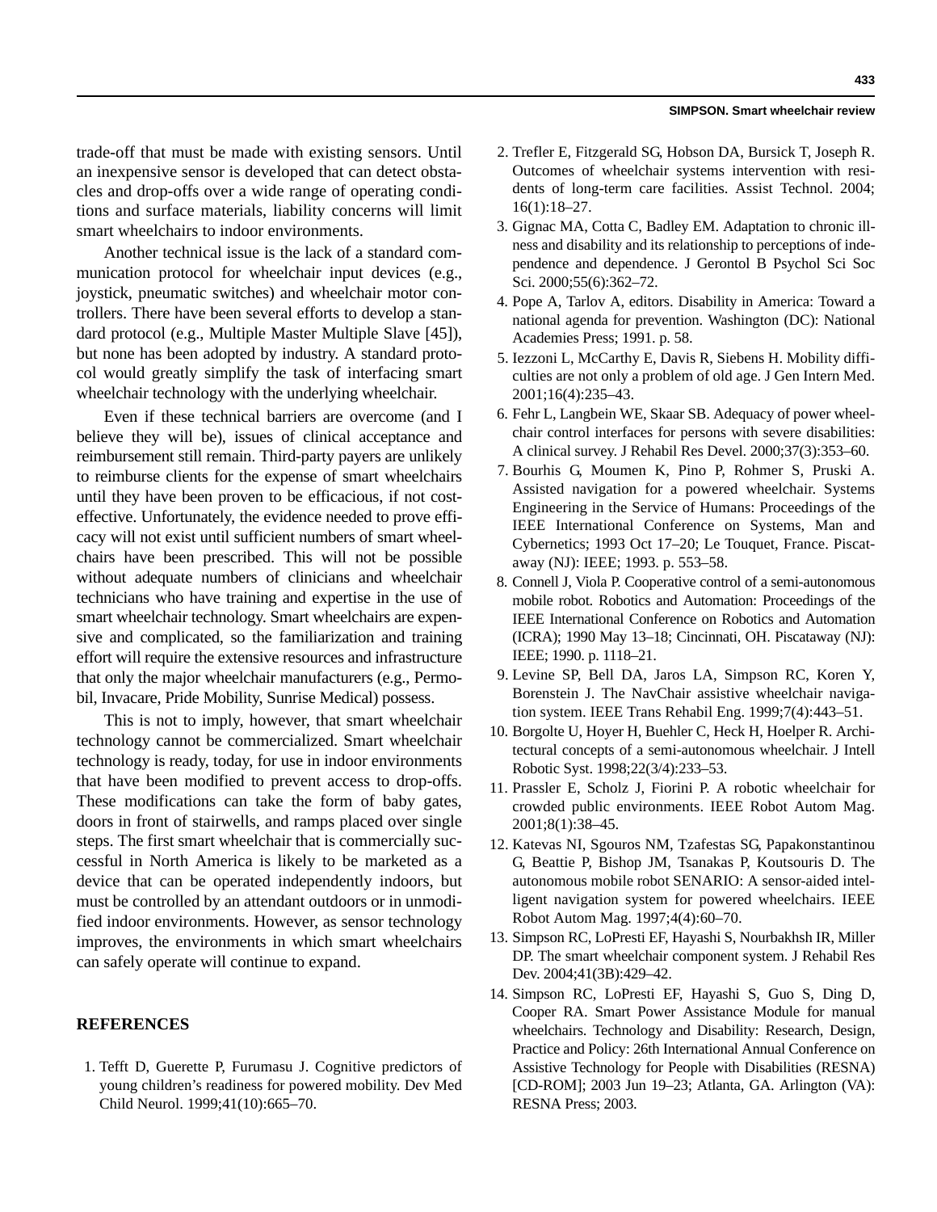trade-off that must be made with existing sensors. Until an inexpensive sensor is developed that can detect obstacles and drop-offs over a wide range of operating conditions and surface materials, liability concerns will limit smart wheelchairs to indoor environments.

Another technical issue is the lack of a standard communication protocol for wheelchair input devices (e.g., joystick, pneumatic switches) and wheelchair motor controllers. There have been several efforts to develop a standard protocol (e.g., Multiple Master Multiple Slave [45]), but none has been adopted by industry. A standard protocol would greatly simplify the task of interfacing smart wheelchair technology with the underlying wheelchair.

Even if these technical barriers are overcome (and I believe they will be), issues of clinical acceptance and reimbursement still remain. Third-party payers are unlikely to reimburse clients for the expense of smart wheelchairs until they have been proven to be efficacious, if not cost-effective. Unfortunately, the evidence needed to prove efficacy will not exist until sufficient numbers of smart wheelchairs have been prescribed. This will not be possible without adequate numbers of clinicians and wheelchair technicians who have training and expertise in the use of smart wheelchair technology. Smart wheelchairs are expensive and complicated, so the familiarization and training effort will require the extensive resources and infrastructure that only the major wheelchair manufacturers (e.g., Permobil, Invacare, Pride Mobility, Sunrise Medical) possess.

This is not to imply, however, that smart wheelchair technology cannot be commercialized. Smart wheelchair technology is ready, today, for use in indoor environments that have been modified to prevent access to drop-offs. These modifications can take the form of baby gates, doors in front of stairwells, and ramps placed over single steps. The first smart wheelchair that is commercially successful in North America is likely to be marketed as a device that can be operated independently indoors, but must be controlled by an attendant outdoors or in unmodified indoor environments. However, as sensor technology improves, the environments in which smart wheelchairs can safely operate will continue to expand.

## REFERENCES

1. Tefft D, Guerette P, Furumasu J. Cognitive predictors of young children's readiness for powered mobility. Dev Med Child Neurol. 1999;41(10):665–70.
2. Trefler E, Fitzgerald SG, Hobson DA, Bursick T, Joseph R. Outcomes of wheelchair systems intervention with residents of long-term care facilities. Assist Technol. 2004; 16(1):18–27.
3. Gignac MA, Cotta C, Badley EM. Adaptation to chronic illness and disability and its relationship to perceptions of independence and dependence. J Gerontol B Psychol Sci Soc Sci. 2000;55(6):362–72.
4. Pope A, Tarlov A, editors. Disability in America: Toward a national agenda for prevention. Washington (DC): National Academies Press; 1991. p. 58.
5. Iezzoni L, McCarthy E, Davis R, Siebens H. Mobility difficulties are not only a problem of old age. J Gen Intern Med. 2001;16(4):235–43.
6. Fehr L, Langbein WE, Skaar SB. Adequacy of power wheelchair control interfaces for persons with severe disabilities: A clinical survey. J Rehabil Res Devel. 2000;37(3):353–60.
7. Bourhis G, Moumen K, Pino P, Rohmer S, Pruski A. Assisted navigation for a powered wheelchair. Systems Engineering in the Service of Humans: Proceedings of the IEEE International Conference on Systems, Man and Cybernetics; 1993 Oct 17–20; Le Touquet, France. Piscataway (NJ): IEEE; 1993. p. 553–58.
8. Connell J, Viola P. Cooperative control of a semi-autonomous mobile robot. Robotics and Automation: Proceedings of the IEEE International Conference on Robotics and Automation (ICRA); 1990 May 13–18; Cincinnati, OH. Piscataway (NJ): IEEE; 1990. p. 1118–21.
9. Levine SP, Bell DA, Jaros LA, Simpson RC, Koren Y, Borenstein J. The NavChair assistive wheelchair navigation system. IEEE Trans Rehabil Eng. 1999;7(4):443–51.
10. Borgolte U, Hoyer H, Buehler C, Heck H, Hoelper R. Architectural concepts of a semi-autonomous wheelchair. J Intell Robotic Syst. 1998;22(3/4):233–53.
11. Prassler E, Scholz J, Fiorini P. A robotic wheelchair for crowded public environments. IEEE Robot Autom Mag. 2001;8(1):38–45.
12. Katevas NI, Sgouros NM, Tzafestas SG, Papakonstantinou G, Beattie P, Bishop JM, Tsanakas P, Koutsouris D. The autonomous mobile robot SENARIO: A sensor-aided intelligent navigation system for powered wheelchairs. IEEE Robot Autom Mag. 1997;4(4):60–70.
13. Simpson RC, LoPresti EF, Hayashi S, Nourbakhsh IR, Miller DP. The smart wheelchair component system. J Rehabil Res Dev. 2004;41(3B):429–42.
14. Simpson RC, LoPresti EF, Hayashi S, Guo S, Ding D, Cooper RA. Smart Power Assistance Module for manual wheelchairs. Technology and Disability: Research, Design, Practice and Policy: 26th International Annual Conference on Assistive Technology for People with Disabilities (RESNA) [CD-ROM]; 2003 Jun 19–23; Atlanta, GA. Arlington (VA): RESNA Press; 2003.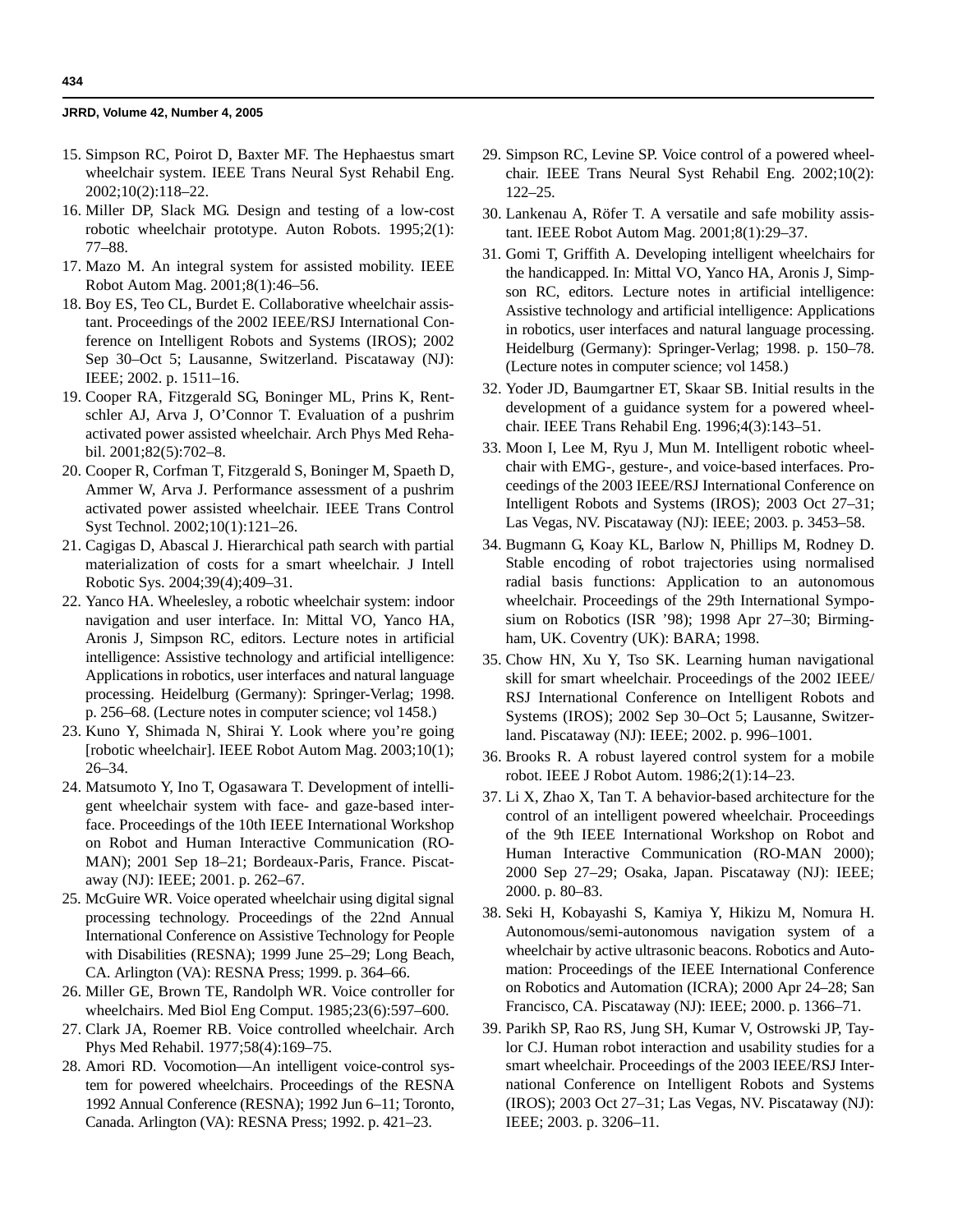15. Simpson RC, Poirot D, Baxter MF. The Hephaestus smart wheelchair system. IEEE Trans Neural Syst Rehabil Eng. 2002;10(2):118–22.
16. Miller DP, Slack MG. Design and testing of a low-cost robotic wheelchair prototype. Auton Robots. 1995;2(1): 77–88.
17. Mazo M. An integral system for assisted mobility. IEEE Robot Autom Mag. 2001;8(1):46–56.
18. Boy ES, Teo CL, Burdet E. Collaborative wheelchair assistant. Proceedings of the 2002 IEEE/RSJ International Conference on Intelligent Robots and Systems (IROS); 2002 Sep 30–Oct 5; Lausanne, Switzerland. Piscataway (NJ): IEEE; 2002. p. 1511–16.
19. Cooper RA, Fitzgerald SG, Boninger ML, Prins K, Rentschler AJ, Arva J, O'Connor T. Evaluation of a pushrim activated power assisted wheelchair. Arch Phys Med Rehabil. 2001;82(5):702–8.
20. Cooper R, Corfman T, Fitzgerald S, Boninger M, Spaeth D, Ammer W, Arva J. Performance assessment of a pushrim activated power assisted wheelchair. IEEE Trans Control Syst Technol. 2002;10(1):121–26.
21. Cagigas D, Abascal J. Hierarchical path search with partial materialization of costs for a smart wheelchair. J Intell Robotic Sys. 2004;39(4);409–31.
22. Yanco HA. Wheelesley, a robotic wheelchair system: indoor navigation and user interface. In: Mittal VO, Yanco HA, Aronis J, Simpson RC, editors. Lecture notes in artificial intelligence: Assistive technology and artificial intelligence: Applications in robotics, user interfaces and natural language processing. Heidelburg (Germany): Springer-Verlag; 1998. p. 256–68. (Lecture notes in computer science; vol 1458.)
23. Kuno Y, Shimada N, Shirai Y. Look where you're going [robotic wheelchair]. IEEE Robot Autom Mag. 2003;10(1); 26–34.
24. Matsumoto Y, Ino T, Ogasawara T. Development of intelligent wheelchair system with face- and gaze-based interface. Proceedings of the 10th IEEE International Workshop on Robot and Human Interactive Communication (RO-MAN); 2001 Sep 18–21; Bordeaux-Paris, France. Piscataway (NJ): IEEE; 2001. p. 262–67.
25. McGuire WR. Voice operated wheelchair using digital signal processing technology. Proceedings of the 22nd Annual International Conference on Assistive Technology for People with Disabilities (RESNA); 1999 June 25–29; Long Beach, CA. Arlington (VA): RESNA Press; 1999. p. 364–66.
26. Miller GE, Brown TE, Randolph WR. Voice controller for wheelchairs. Med Biol Eng Comput. 1985;23(6):597–600.
27. Clark JA, Roemer RB. Voice controlled wheelchair. Arch Phys Med Rehabil. 1977;58(4):169–75.
28. Amori RD. Vocomotion—An intelligent voice-control system for powered wheelchairs. Proceedings of the RESNA 1992 Annual Conference (RESNA); 1992 Jun 6–11; Toronto, Canada. Arlington (VA): RESNA Press; 1992. p. 421–23.
29. Simpson RC, Levine SP. Voice control of a powered wheelchair. IEEE Trans Neural Syst Rehabil Eng. 2002;10(2): 122–25.
30. Lankenau A, Röfer T. A versatile and safe mobility assistant. IEEE Robot Autom Mag. 2001;8(1):29–37.
31. Gomi T, Griffith A. Developing intelligent wheelchairs for the handicapped. In: Mittal VO, Yanco HA, Aronis J, Simpson RC, editors. Lecture notes in artificial intelligence: Assistive technology and artificial intelligence: Applications in robotics, user interfaces and natural language processing. Heidelburg (Germany): Springer-Verlag; 1998. p. 150–78. (Lecture notes in computer science; vol 1458.)
32. Yoder JD, Baumgartner ET, Skaar SB. Initial results in the development of a guidance system for a powered wheelchair. IEEE Trans Rehabil Eng. 1996;4(3):143–51.
33. Moon I, Lee M, Ryu J, Mun M. Intelligent robotic wheelchair with EMG-, gesture-, and voice-based interfaces. Proceedings of the 2003 IEEE/RSJ International Conference on Intelligent Robots and Systems (IROS); 2003 Oct 27–31; Las Vegas, NV. Piscataway (NJ): IEEE; 2003. p. 3453–58.
34. Bugmann G, Koay KL, Barlow N, Phillips M, Rodney D. Stable encoding of robot trajectories using normalised radial basis functions: Application to an autonomous wheelchair. Proceedings of the 29th International Symposium on Robotics (ISR '98); 1998 Apr 27–30; Birmingham, UK. Coventry (UK): BARA; 1998.
35. Chow HN, Xu Y, Tso SK. Learning human navigational skill for smart wheelchair. Proceedings of the 2002 IEEE/RSJ International Conference on Intelligent Robots and Systems (IROS); 2002 Sep 30–Oct 5; Lausanne, Switzerland. Piscataway (NJ): IEEE; 2002. p. 996–1001.
36. Brooks R. A robust layered control system for a mobile robot. IEEE J Robot Autom. 1986;2(1):14–23.
37. Li X, Zhao X, Tan T. A behavior-based architecture for the control of an intelligent powered wheelchair. Proceedings of the 9th IEEE International Workshop on Robot and Human Interactive Communication (RO-MAN 2000); 2000 Sep 27–29; Osaka, Japan. Piscataway (NJ): IEEE; 2000. p. 80–83.
38. Seki H, Kobayashi S, Kamiya Y, Hikizu M, Nomura H. Autonomous/semi-autonomous navigation system of a wheelchair by active ultrasonic beacons. Robotics and Automation: Proceedings of the IEEE International Conference on Robotics and Automation (ICRA); 2000 Apr 24–28; San Francisco, CA. Piscataway (NJ): IEEE; 2000. p. 1366–71.
39. Parikh SP, Rao RS, Jung SH, Kumar V, Ostrowski JP, Taylor CJ. Human robot interaction and usability studies for a smart wheelchair. Proceedings of the 2003 IEEE/RSJ International Conference on Intelligent Robots and Systems (IROS); 2003 Oct 27–31; Las Vegas, NV. Piscataway (NJ): IEEE; 2003. p. 3206–11.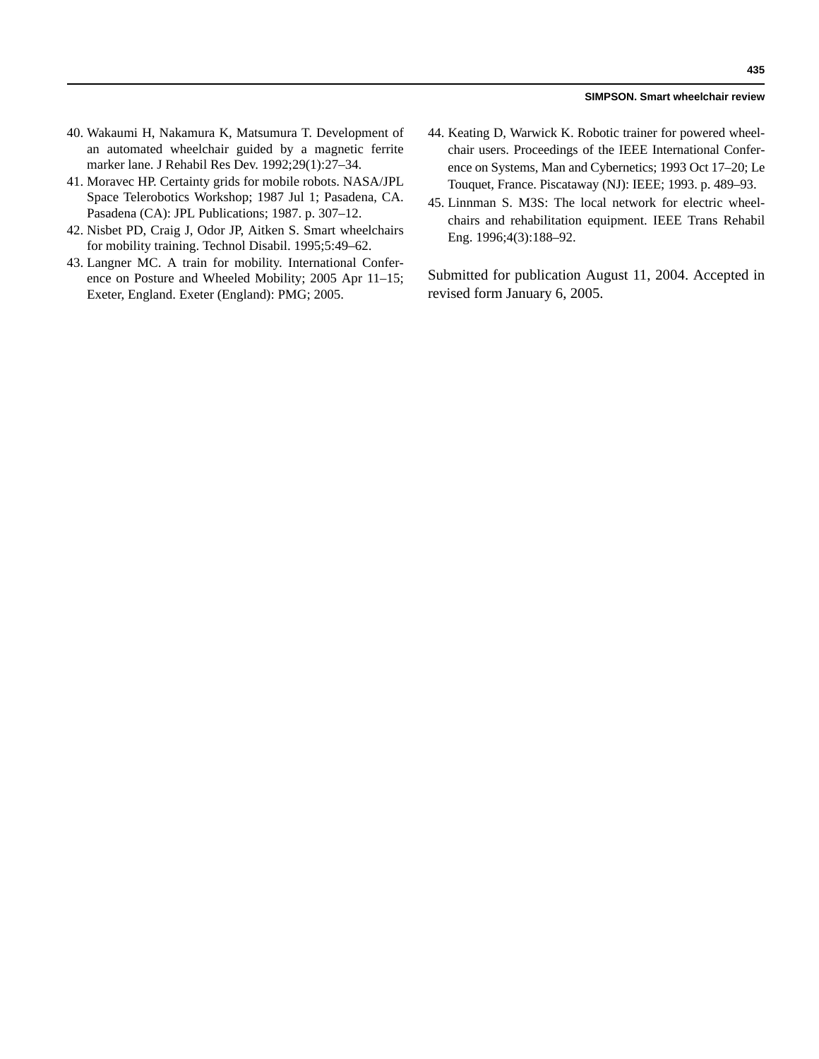40. Wakaumi H, Nakamura K, Matsumura T. Development of an automated wheelchair guided by a magnetic ferrite marker lane. J Rehabil Res Dev. 1992;29(1):27–34.
41. Moravec HP. Certainty grids for mobile robots. NASA/JPL Space Telerobotics Workshop; 1987 Jul 1; Pasadena, CA. Pasadena (CA): JPL Publications; 1987. p. 307–12.
42. Nisbet PD, Craig J, Odor JP, Aitken S. Smart wheelchairs for mobility training. Technol Disabil. 1995;5:49–62.
43. Langner MC. A train for mobility. International Conference on Posture and Wheeled Mobility; 2005 Apr 11–15; Exeter, England. Exeter (England): PMG; 2005.
44. Keating D, Warwick K. Robotic trainer for powered wheelchair users. Proceedings of the IEEE International Conference on Systems, Man and Cybernetics; 1993 Oct 17–20; Le Touquet, France. Piscataway (NJ): IEEE; 1993. p. 489–93.
45. Linnman S. M3S: The local network for electric wheelchairs and rehabilitation equipment. IEEE Trans Rehabil Eng. 1996;4(3):188–92.

Submitted for publication August 11, 2004. Accepted in revised form January 6, 2005.